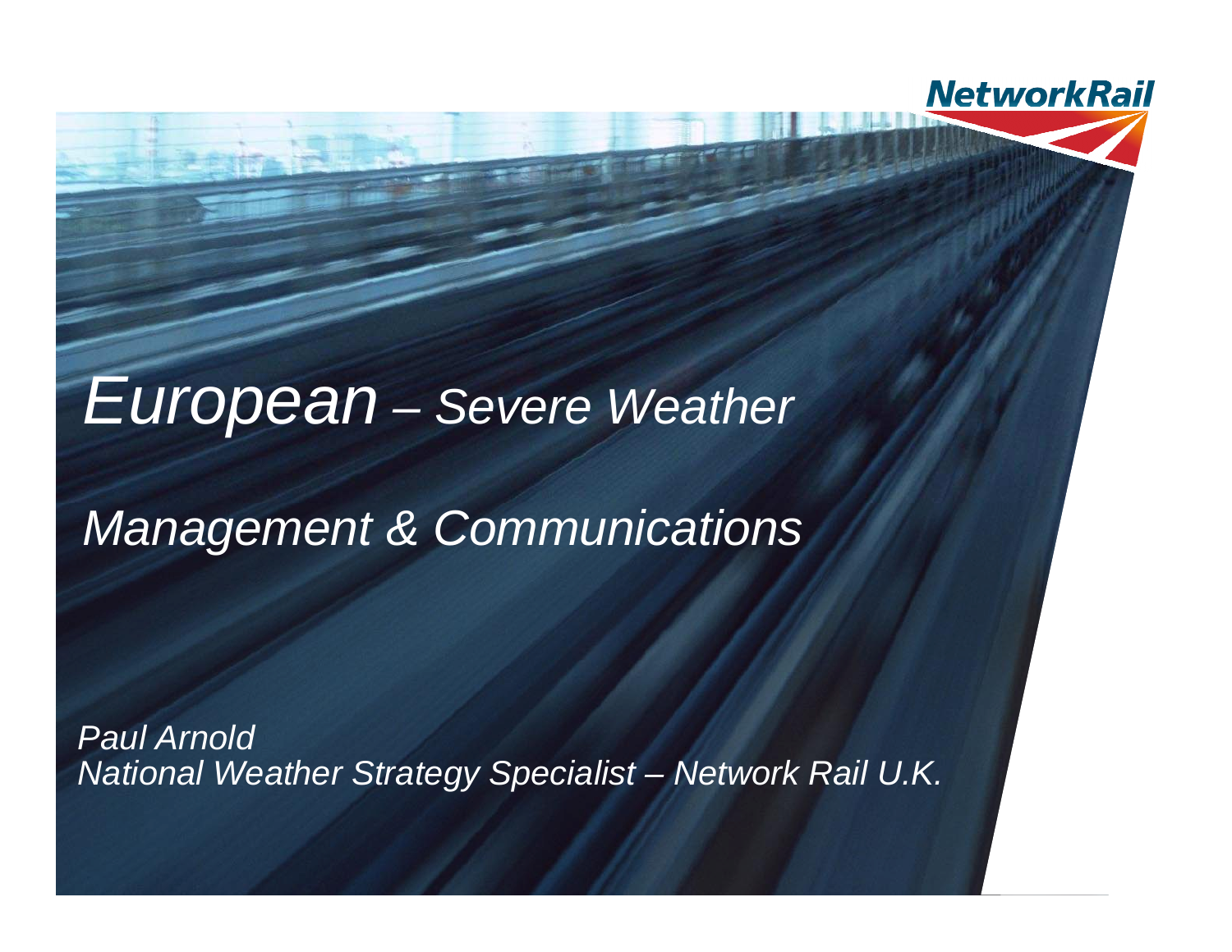NetworkRail

# *European – Severe Weather*

# *Management & Communications*

*Paul Arnold*
*National Weather Strategy Specialist – Network Rail U.K.*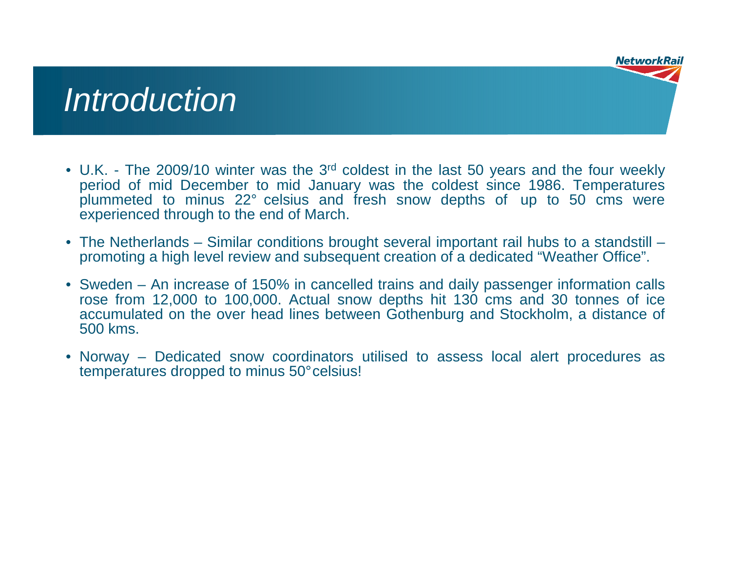# Introduction

- U.K. - The 2009/10 winter was the 3rd coldest in the last 50 years and the four weekly period of mid December to mid January was the coldest since 1986. Temperatures plummeted to minus 22° celsius and fresh snow depths of up to 50 cms were experienced through to the end of March.
- The Netherlands – Similar conditions brought several important rail hubs to a standstill – promoting a high level review and subsequent creation of a dedicated "Weather Office".
- Sweden – An increase of 150% in cancelled trains and daily passenger information calls rose from 12,000 to 100,000. Actual snow depths hit 130 cms and 30 tonnes of ice accumulated on the over head lines between Gothenburg and Stockholm, a distance of 500 kms.
- Norway – Dedicated snow coordinators utilised to assess local alert procedures as temperatures dropped to minus 50° celsius!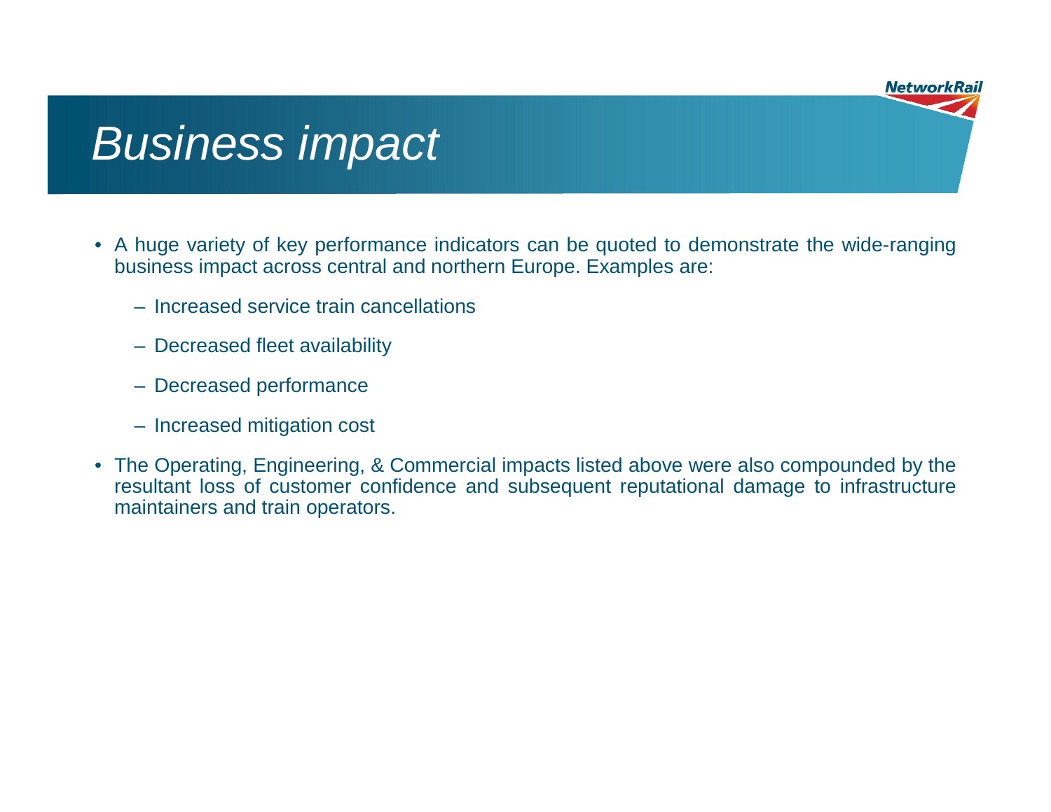# *Business impact*

- A huge variety of key performance indicators can be quoted to demonstrate the wide-ranging business impact across central and northern Europe. Examples are:
  - Increased service train cancellations
  - Decreased fleet availability
  - Decreased performance
  - Increased mitigation cost
- The Operating, Engineering, & Commercial impacts listed above were also compounded by the resultant loss of customer confidence and subsequent reputational damage to infrastructure maintainers and train operators.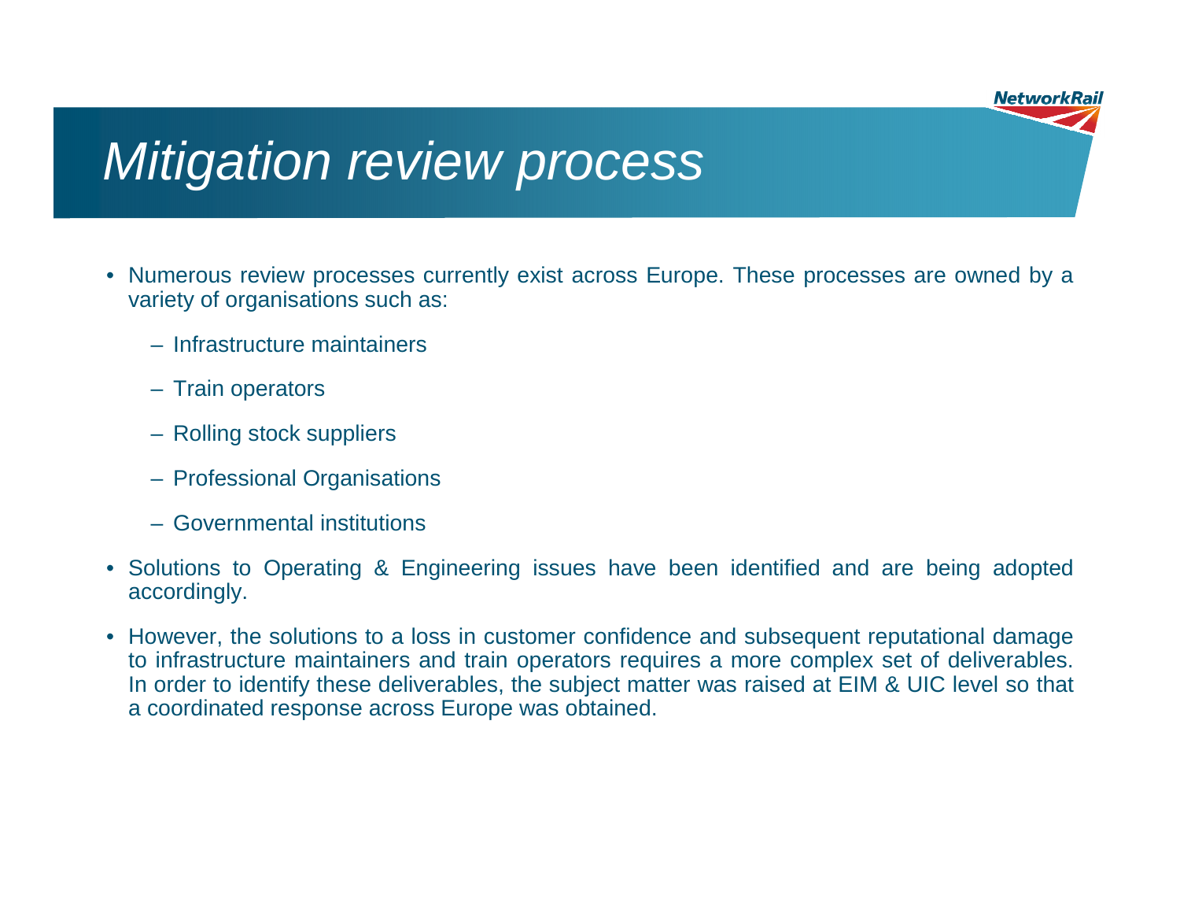# *Mitigation review process*

- Numerous review processes currently exist across Europe. These processes are owned by a variety of organisations such as:
  - Infrastructure maintainers
  - Train operators
  - Rolling stock suppliers
  - Professional Organisations
  - Governmental institutions
- Solutions to Operating & Engineering issues have been identified and are being adopted accordingly.
- However, the solutions to a loss in customer confidence and subsequent reputational damage to infrastructure maintainers and train operators requires a more complex set of deliverables. In order to identify these deliverables, the subject matter was raised at EIM & UIC level so that a coordinated response across Europe was obtained.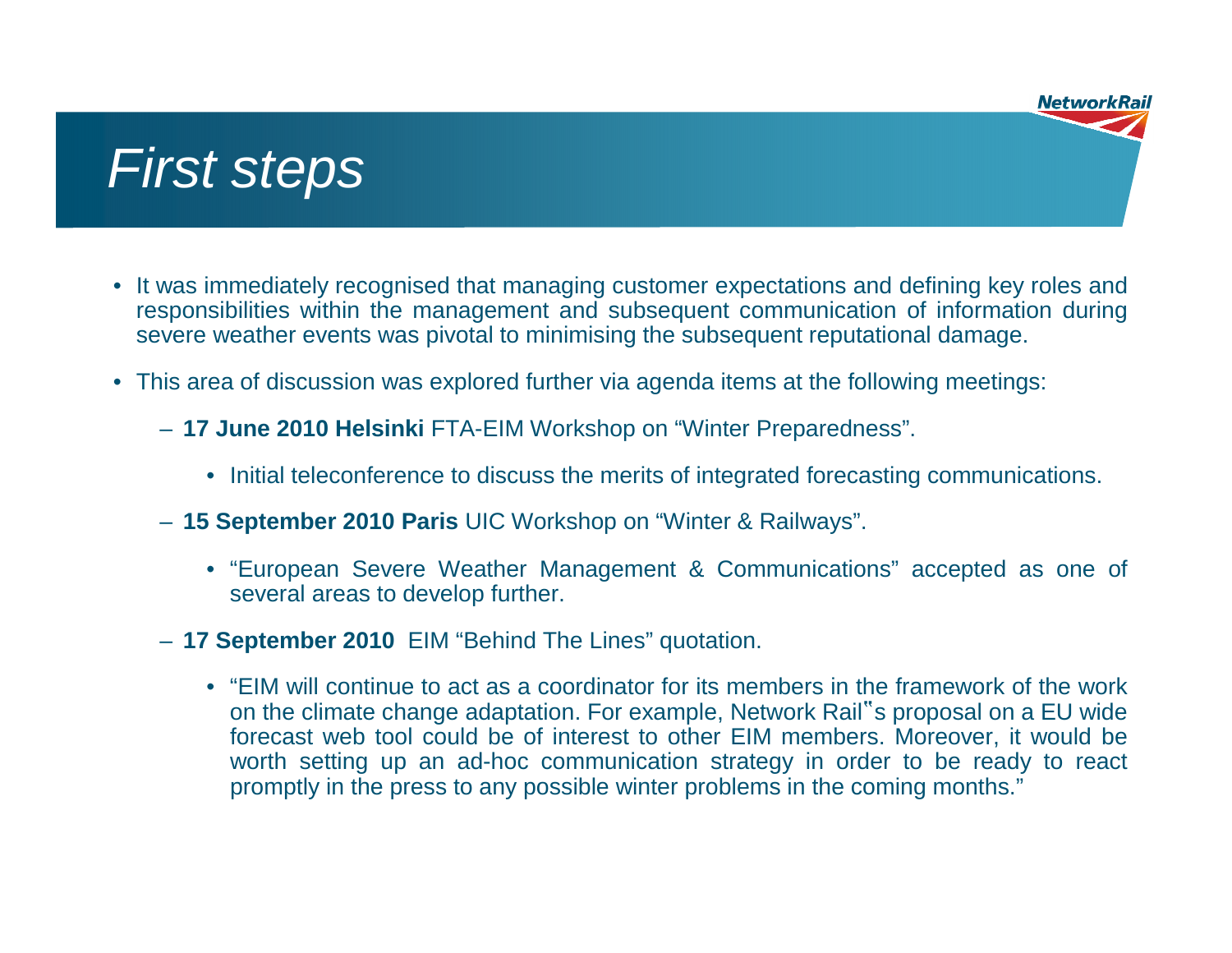# *First steps*

- It was immediately recognised that managing customer expectations and defining key roles and responsibilities within the management and subsequent communication of information during severe weather events was pivotal to minimising the subsequent reputational damage.
- This area of discussion was explored further via agenda items at the following meetings:
  - **17 June 2010 Helsinki** FTA-EIM Workshop on "Winter Preparedness".
    - Initial teleconference to discuss the merits of integrated forecasting communications.
  - **15 September 2010 Paris** UIC Workshop on "Winter & Railways".
    - "European Severe Weather Management & Communications" accepted as one of several areas to develop further.
  - **17 September 2010** EIM "Behind The Lines" quotation.
    - "EIM will continue to act as a coordinator for its members in the framework of the work on the climate change adaptation. For example, Network Rail‟s proposal on a EU wide forecast web tool could be of interest to other EIM members. Moreover, it would be worth setting up an ad-hoc communication strategy in order to be ready to react promptly in the press to any possible winter problems in the coming months."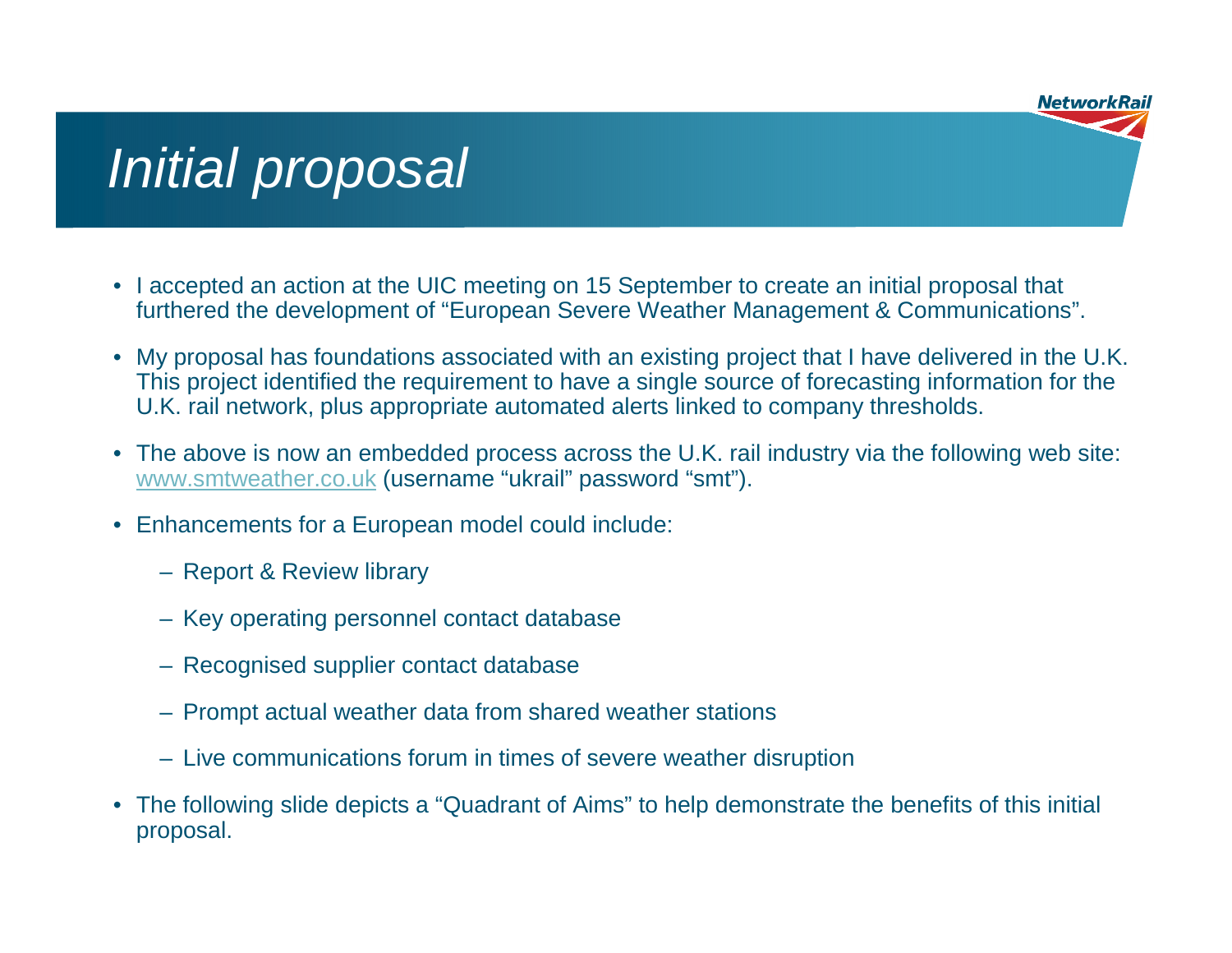# *Initial proposal*

- I accepted an action at the UIC meeting on 15 September to create an initial proposal that furthered the development of "European Severe Weather Management & Communications".
- My proposal has foundations associated with an existing project that I have delivered in the U.K. This project identified the requirement to have a single source of forecasting information for the U.K. rail network, plus appropriate automated alerts linked to company thresholds.
- The above is now an embedded process across the U.K. rail industry via the following web site: [www.smtweather.co.uk](http://www.smtweather.co.uk) (username "ukrail" password "smt").
- Enhancements for a European model could include:
  - Report & Review library
  - Key operating personnel contact database
  - Recognised supplier contact database
  - Prompt actual weather data from shared weather stations
  - Live communications forum in times of severe weather disruption
- The following slide depicts a "Quadrant of Aims" to help demonstrate the benefits of this initial proposal.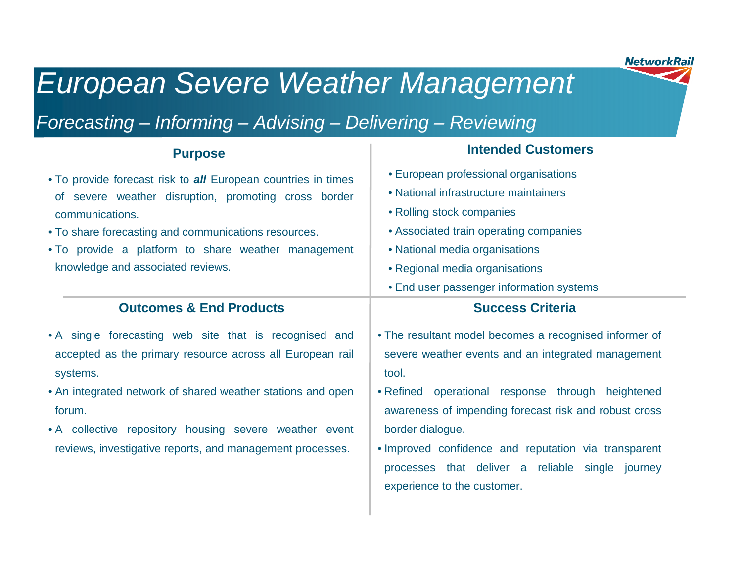# European Severe Weather Management

*Forecasting – Informing – Advising – Delivering – Reviewing*

NetworkRail

## Purpose

- To provide forecast risk to ***all*** European countries in times of severe weather disruption, promoting cross border communications.
- To share forecasting and communications resources.
- To provide a platform to share weather management knowledge and associated reviews.

## Intended Customers

- European professional organisations
- National infrastructure maintainers
- Rolling stock companies
- Associated train operating companies
- National media organisations
- Regional media organisations
- End user passenger information systems

## Outcomes & End Products

- A single forecasting web site that is recognised and accepted as the primary resource across all European rail systems.
- An integrated network of shared weather stations and open forum.
- A collective repository housing severe weather event reviews, investigative reports, and management processes.

## Success Criteria

- The resultant model becomes a recognised informer of severe weather events and an integrated management tool.
- Refined operational response through heightened awareness of impending forecast risk and robust cross border dialogue.
- Improved confidence and reputation via transparent processes that deliver a reliable single journey experience to the customer.